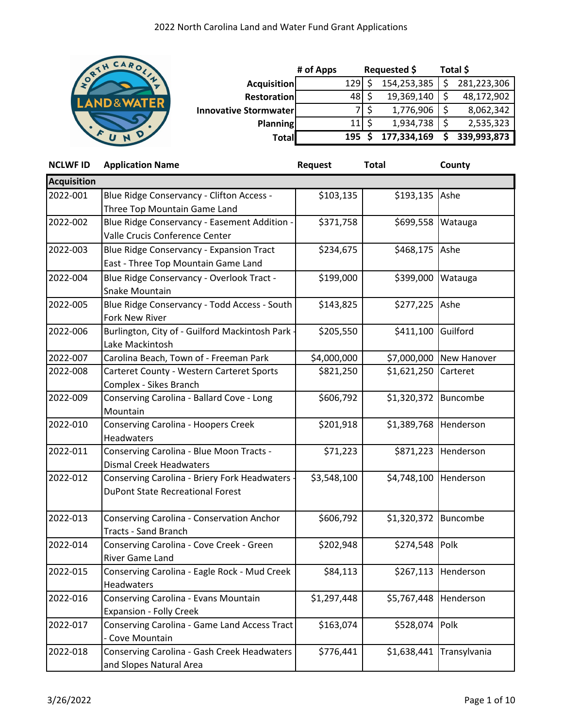# 2022 North Carolina Land and Water Fund Grant Applications

| | # of Apps | Requested $ | Total $ |
|---|---|---|---|
| Acquisition | 129 | $ 154,253,385 | $ 281,223,306 |
| Restoration | 48 | $ 19,369,140 | $ 48,172,902 |
| Innovative Stormwater | 7 | $ 1,776,906 | $ 8,062,342 |
| Planning | 11 | $ 1,934,738 | $ 2,535,323 |
| **Total** | **195** | **$ 177,334,169** | **$ 339,993,873** |

| NCLWF ID | Application Name | Request | Total | County |
|---|---|---|---|---|
| **Acquisition** | | | | |
| 2022-001 | Blue Ridge Conservancy - Clifton Access - Three Top Mountain Game Land | $103,135 | $193,135 | Ashe |
| 2022-002 | Blue Ridge Conservancy - Easement Addition - Valle Crucis Conference Center | $371,758 | $699,558 | Watauga |
| 2022-003 | Blue Ridge Conservancy - Expansion Tract East - Three Top Mountain Game Land | $234,675 | $468,175 | Ashe |
| 2022-004 | Blue Ridge Conservancy - Overlook Tract - Snake Mountain | $199,000 | $399,000 | Watauga |
| 2022-005 | Blue Ridge Conservancy - Todd Access - South Fork New River | $143,825 | $277,225 | Ashe |
| 2022-006 | Burlington, City of - Guilford Mackintosh Park - Lake Mackintosh | $205,550 | $411,100 | Guilford |
| 2022-007 | Carolina Beach, Town of - Freeman Park | $4,000,000 | $7,000,000 | New Hanover |
| 2022-008 | Carteret County - Western Carteret Sports Complex - Sikes Branch | $821,250 | $1,621,250 | Carteret |
| 2022-009 | Conserving Carolina - Ballard Cove - Long Mountain | $606,792 | $1,320,372 | Buncombe |
| 2022-010 | Conserving Carolina - Hoopers Creek Headwaters | $201,918 | $1,389,768 | Henderson |
| 2022-011 | Conserving Carolina - Blue Moon Tracts - Dismal Creek Headwaters | $71,223 | $871,223 | Henderson |
| 2022-012 | Conserving Carolina - Briery Fork Headwaters - DuPont State Recreational Forest | $3,548,100 | $4,748,100 | Henderson |
| 2022-013 | Conserving Carolina - Conservation Anchor Tracts - Sand Branch | $606,792 | $1,320,372 | Buncombe |
| 2022-014 | Conserving Carolina - Cove Creek - Green River Game Land | $202,948 | $274,548 | Polk |
| 2022-015 | Conserving Carolina - Eagle Rock - Mud Creek Headwaters | $84,113 | $267,113 | Henderson |
| 2022-016 | Conserving Carolina - Evans Mountain Expansion - Folly Creek | $1,297,448 | $5,767,448 | Henderson |
| 2022-017 | Conserving Carolina - Game Land Access Tract - Cove Mountain | $163,074 | $528,074 | Polk |
| 2022-018 | Conserving Carolina - Gash Creek Headwaters and Slopes Natural Area | $776,441 | $1,638,441 | Transylvania |

3/26/2022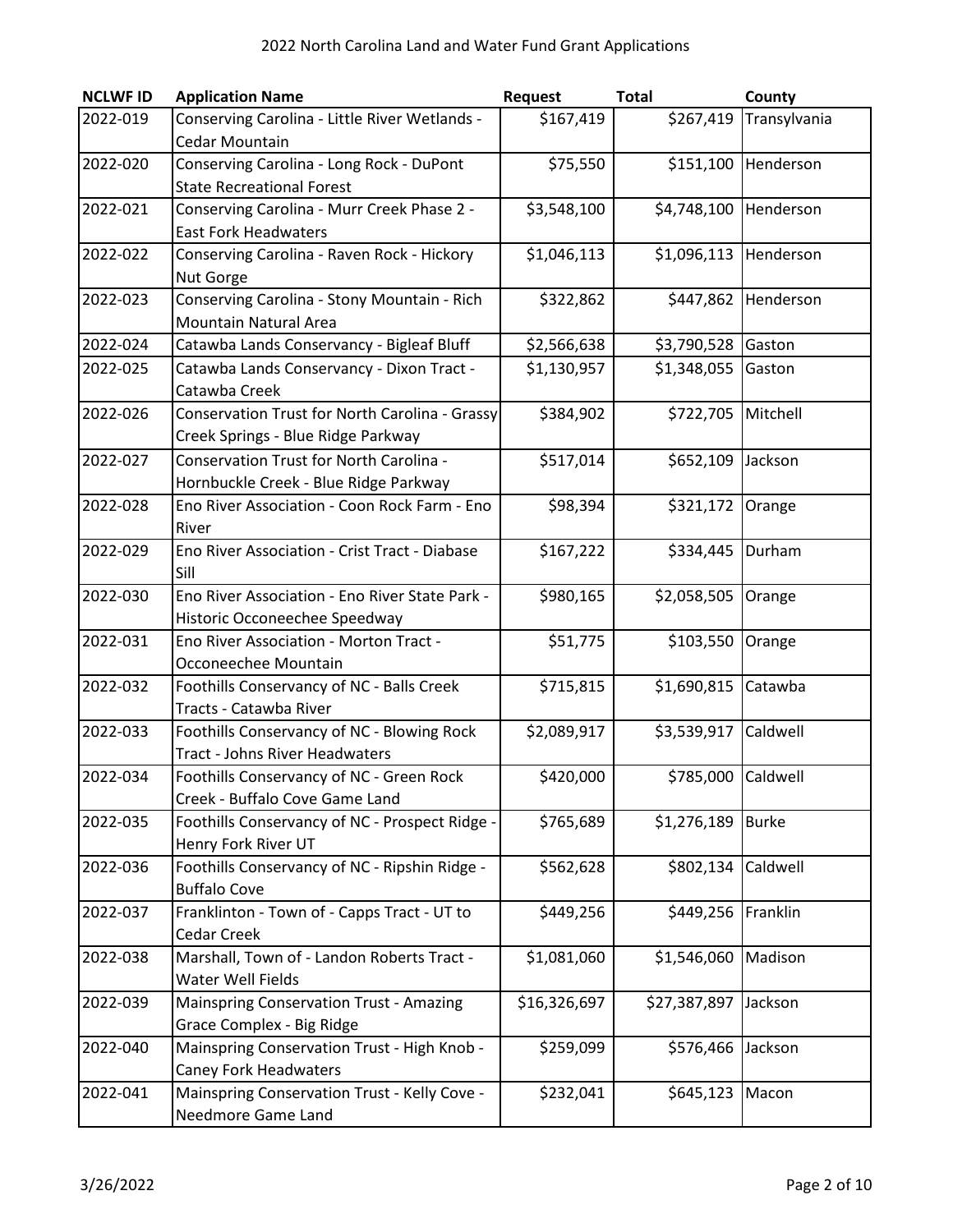| NCLWF ID | Application Name | Request | Total | County |
|---|---|---|---|---|
| 2022-019 | Conserving Carolina - Little River Wetlands - Cedar Mountain | $167,419 | $267,419 | Transylvania |
| 2022-020 | Conserving Carolina - Long Rock - DuPont State Recreational Forest | $75,550 | $151,100 | Henderson |
| 2022-021 | Conserving Carolina - Murr Creek Phase 2 - East Fork Headwaters | $3,548,100 | $4,748,100 | Henderson |
| 2022-022 | Conserving Carolina - Raven Rock - Hickory Nut Gorge | $1,046,113 | $1,096,113 | Henderson |
| 2022-023 | Conserving Carolina - Stony Mountain - Rich Mountain Natural Area | $322,862 | $447,862 | Henderson |
| 2022-024 | Catawba Lands Conservancy - Bigleaf Bluff | $2,566,638 | $3,790,528 | Gaston |
| 2022-025 | Catawba Lands Conservancy - Dixon Tract - Catawba Creek | $1,130,957 | $1,348,055 | Gaston |
| 2022-026 | Conservation Trust for North Carolina - Grassy Creek Springs - Blue Ridge Parkway | $384,902 | $722,705 | Mitchell |
| 2022-027 | Conservation Trust for North Carolina - Hornbuckle Creek - Blue Ridge Parkway | $517,014 | $652,109 | Jackson |
| 2022-028 | Eno River Association - Coon Rock Farm - Eno River | $98,394 | $321,172 | Orange |
| 2022-029 | Eno River Association - Crist Tract - Diabase Sill | $167,222 | $334,445 | Durham |
| 2022-030 | Eno River Association - Eno River State Park - Historic Occoneechee Speedway | $980,165 | $2,058,505 | Orange |
| 2022-031 | Eno River Association - Morton Tract - Occoneechee Mountain | $51,775 | $103,550 | Orange |
| 2022-032 | Foothills Conservancy of NC - Balls Creek Tracts - Catawba River | $715,815 | $1,690,815 | Catawba |
| 2022-033 | Foothills Conservancy of NC - Blowing Rock Tract - Johns River Headwaters | $2,089,917 | $3,539,917 | Caldwell |
| 2022-034 | Foothills Conservancy of NC - Green Rock Creek - Buffalo Cove Game Land | $420,000 | $785,000 | Caldwell |
| 2022-035 | Foothills Conservancy of NC - Prospect Ridge - Henry Fork River UT | $765,689 | $1,276,189 | Burke |
| 2022-036 | Foothills Conservancy of NC - Ripshin Ridge - Buffalo Cove | $562,628 | $802,134 | Caldwell |
| 2022-037 | Franklinton - Town of - Capps Tract - UT to Cedar Creek | $449,256 | $449,256 | Franklin |
| 2022-038 | Marshall, Town of - Landon Roberts Tract - Water Well Fields | $1,081,060 | $1,546,060 | Madison |
| 2022-039 | Mainspring Conservation Trust - Amazing Grace Complex - Big Ridge | $16,326,697 | $27,387,897 | Jackson |
| 2022-040 | Mainspring Conservation Trust - High Knob - Caney Fork Headwaters | $259,099 | $576,466 | Jackson |
| 2022-041 | Mainspring Conservation Trust - Kelly Cove - Needmore Game Land | $232,041 | $645,123 | Macon |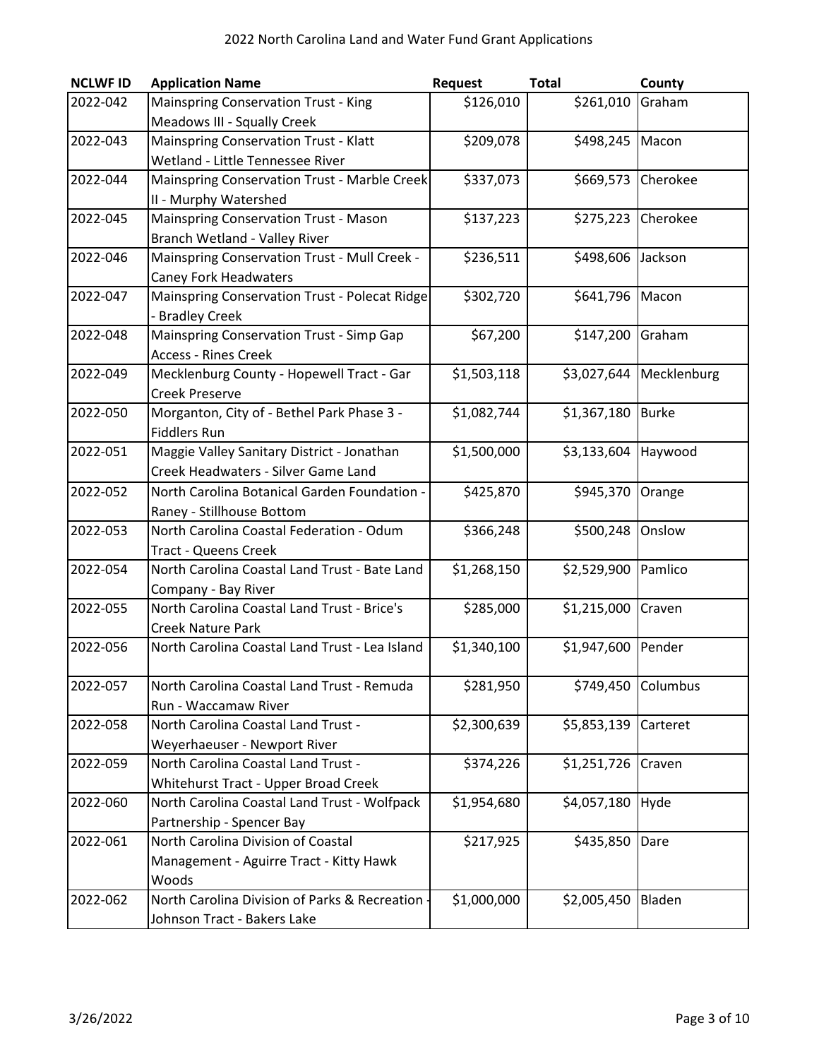# 2022 North Carolina Land and Water Fund Grant Applications

| NCLWF ID | Application Name | Request | Total | County |
|---|---|---|---|---|
| 2022-042 | Mainspring Conservation Trust - King Meadows III - Squally Creek | $126,010 | $261,010 | Graham |
| 2022-043 | Mainspring Conservation Trust - Klatt Wetland - Little Tennessee River | $209,078 | $498,245 | Macon |
| 2022-044 | Mainspring Conservation Trust - Marble Creek II - Murphy Watershed | $337,073 | $669,573 | Cherokee |
| 2022-045 | Mainspring Conservation Trust - Mason Branch Wetland - Valley River | $137,223 | $275,223 | Cherokee |
| 2022-046 | Mainspring Conservation Trust - Mull Creek - Caney Fork Headwaters | $236,511 | $498,606 | Jackson |
| 2022-047 | Mainspring Conservation Trust - Polecat Ridge - Bradley Creek | $302,720 | $641,796 | Macon |
| 2022-048 | Mainspring Conservation Trust - Simp Gap Access - Rines Creek | $67,200 | $147,200 | Graham |
| 2022-049 | Mecklenburg County - Hopewell Tract - Gar Creek Preserve | $1,503,118 | $3,027,644 | Mecklenburg |
| 2022-050 | Morganton, City of - Bethel Park Phase 3 - Fiddlers Run | $1,082,744 | $1,367,180 | Burke |
| 2022-051 | Maggie Valley Sanitary District - Jonathan Creek Headwaters - Silver Game Land | $1,500,000 | $3,133,604 | Haywood |
| 2022-052 | North Carolina Botanical Garden Foundation - Raney - Stillhouse Bottom | $425,870 | $945,370 | Orange |
| 2022-053 | North Carolina Coastal Federation - Odum Tract - Queens Creek | $366,248 | $500,248 | Onslow |
| 2022-054 | North Carolina Coastal Land Trust - Bate Land Company - Bay River | $1,268,150 | $2,529,900 | Pamlico |
| 2022-055 | North Carolina Coastal Land Trust - Brice's Creek Nature Park | $285,000 | $1,215,000 | Craven |
| 2022-056 | North Carolina Coastal Land Trust - Lea Island | $1,340,100 | $1,947,600 | Pender |
| 2022-057 | North Carolina Coastal Land Trust - Remuda Run - Waccamaw River | $281,950 | $749,450 | Columbus |
| 2022-058 | North Carolina Coastal Land Trust - Weyerhaeuser - Newport River | $2,300,639 | $5,853,139 | Carteret |
| 2022-059 | North Carolina Coastal Land Trust - Whitehurst Tract - Upper Broad Creek | $374,226 | $1,251,726 | Craven |
| 2022-060 | North Carolina Coastal Land Trust - Wolfpack Partnership - Spencer Bay | $1,954,680 | $4,057,180 | Hyde |
| 2022-061 | North Carolina Division of Coastal Management - Aguirre Tract - Kitty Hawk Woods | $217,925 | $435,850 | Dare |
| 2022-062 | North Carolina Division of Parks & Recreation - Johnson Tract - Bakers Lake | $1,000,000 | $2,005,450 | Bladen |

3/26/2022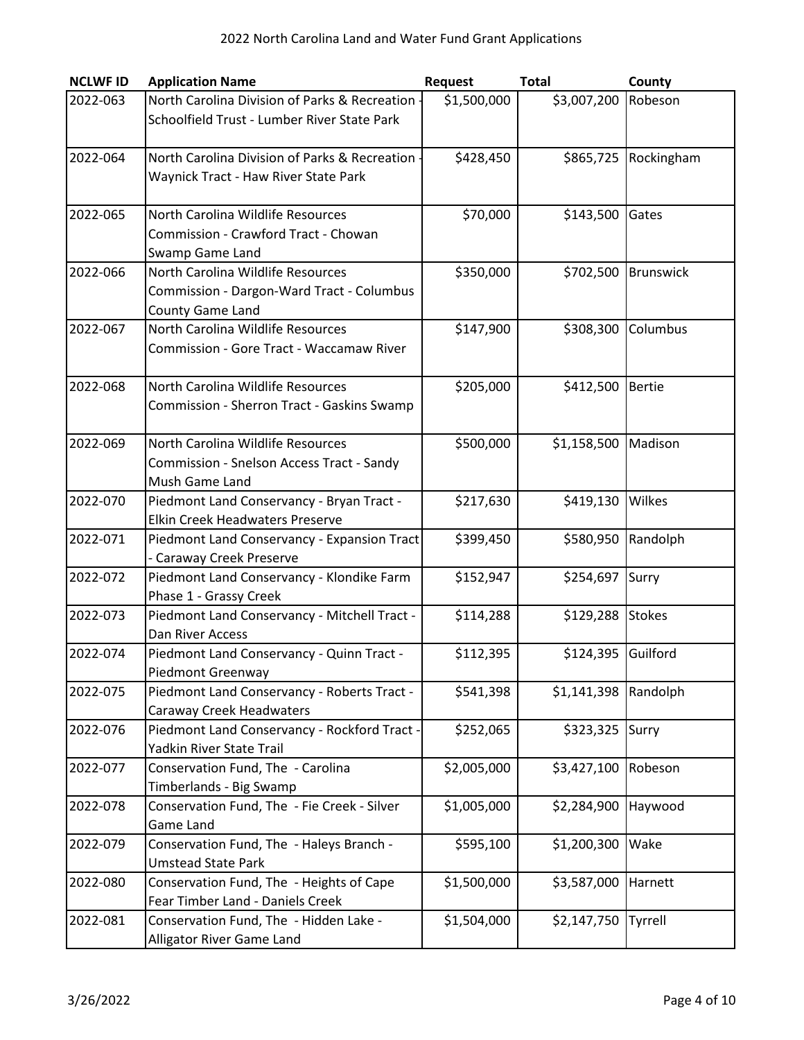# 2022 North Carolina Land and Water Fund Grant Applications

| NCLWF ID | Application Name | Request | Total | County |
|---|---|---|---|---|
| 2022-063 | North Carolina Division of Parks & Recreation - Schoolfield Trust - Lumber River State Park | $1,500,000 | $3,007,200 | Robeson |
| 2022-064 | North Carolina Division of Parks & Recreation - Waynick Tract - Haw River State Park | $428,450 | $865,725 | Rockingham |
| 2022-065 | North Carolina Wildlife Resources Commission - Crawford Tract - Chowan Swamp Game Land | $70,000 | $143,500 | Gates |
| 2022-066 | North Carolina Wildlife Resources Commission - Dargon-Ward Tract - Columbus County Game Land | $350,000 | $702,500 | Brunswick |
| 2022-067 | North Carolina Wildlife Resources Commission - Gore Tract - Waccamaw River | $147,900 | $308,300 | Columbus |
| 2022-068 | North Carolina Wildlife Resources Commission - Sherron Tract - Gaskins Swamp | $205,000 | $412,500 | Bertie |
| 2022-069 | North Carolina Wildlife Resources Commission - Snelson Access Tract - Sandy Mush Game Land | $500,000 | $1,158,500 | Madison |
| 2022-070 | Piedmont Land Conservancy - Bryan Tract - Elkin Creek Headwaters Preserve | $217,630 | $419,130 | Wilkes |
| 2022-071 | Piedmont Land Conservancy - Expansion Tract - Caraway Creek Preserve | $399,450 | $580,950 | Randolph |
| 2022-072 | Piedmont Land Conservancy - Klondike Farm Phase 1 - Grassy Creek | $152,947 | $254,697 | Surry |
| 2022-073 | Piedmont Land Conservancy - Mitchell Tract - Dan River Access | $114,288 | $129,288 | Stokes |
| 2022-074 | Piedmont Land Conservancy - Quinn Tract - Piedmont Greenway | $112,395 | $124,395 | Guilford |
| 2022-075 | Piedmont Land Conservancy - Roberts Tract - Caraway Creek Headwaters | $541,398 | $1,141,398 | Randolph |
| 2022-076 | Piedmont Land Conservancy - Rockford Tract - Yadkin River State Trail | $252,065 | $323,325 | Surry |
| 2022-077 | Conservation Fund, The - Carolina Timberlands - Big Swamp | $2,005,000 | $3,427,100 | Robeson |
| 2022-078 | Conservation Fund, The - Fie Creek - Silver Game Land | $1,005,000 | $2,284,900 | Haywood |
| 2022-079 | Conservation Fund, The - Haleys Branch - Umstead State Park | $595,100 | $1,200,300 | Wake |
| 2022-080 | Conservation Fund, The - Heights of Cape Fear Timber Land - Daniels Creek | $1,500,000 | $3,587,000 | Harnett |
| 2022-081 | Conservation Fund, The - Hidden Lake - Alligator River Game Land | $1,504,000 | $2,147,750 | Tyrrell |

3/26/2022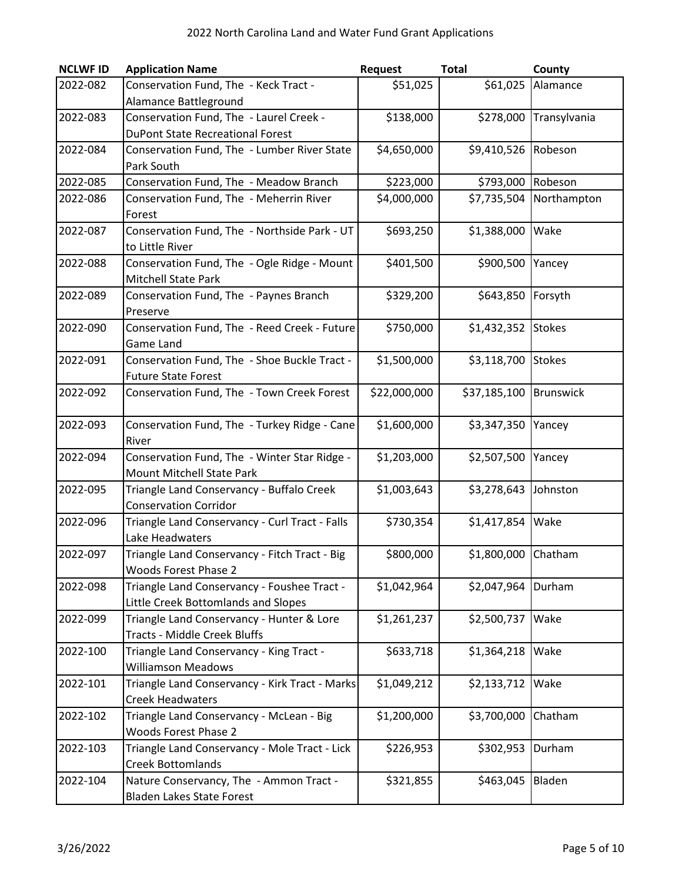| NCLWF ID | Application Name | Request | Total | County |
|---|---|---|---|---|
| 2022-082 | Conservation Fund, The - Keck Tract - Alamance Battleground | $51,025 | $61,025 | Alamance |
| 2022-083 | Conservation Fund, The - Laurel Creek - DuPont State Recreational Forest | $138,000 | $278,000 | Transylvania |
| 2022-084 | Conservation Fund, The - Lumber River State Park South | $4,650,000 | $9,410,526 | Robeson |
| 2022-085 | Conservation Fund, The - Meadow Branch | $223,000 | $793,000 | Robeson |
| 2022-086 | Conservation Fund, The - Meherrin River Forest | $4,000,000 | $7,735,504 | Northampton |
| 2022-087 | Conservation Fund, The - Northside Park - UT to Little River | $693,250 | $1,388,000 | Wake |
| 2022-088 | Conservation Fund, The - Ogle Ridge - Mount Mitchell State Park | $401,500 | $900,500 | Yancey |
| 2022-089 | Conservation Fund, The - Paynes Branch Preserve | $329,200 | $643,850 | Forsyth |
| 2022-090 | Conservation Fund, The - Reed Creek - Future Game Land | $750,000 | $1,432,352 | Stokes |
| 2022-091 | Conservation Fund, The - Shoe Buckle Tract - Future State Forest | $1,500,000 | $3,118,700 | Stokes |
| 2022-092 | Conservation Fund, The - Town Creek Forest | $22,000,000 | $37,185,100 | Brunswick |
| 2022-093 | Conservation Fund, The - Turkey Ridge - Cane River | $1,600,000 | $3,347,350 | Yancey |
| 2022-094 | Conservation Fund, The - Winter Star Ridge - Mount Mitchell State Park | $1,203,000 | $2,507,500 | Yancey |
| 2022-095 | Triangle Land Conservancy - Buffalo Creek Conservation Corridor | $1,003,643 | $3,278,643 | Johnston |
| 2022-096 | Triangle Land Conservancy - Curl Tract - Falls Lake Headwaters | $730,354 | $1,417,854 | Wake |
| 2022-097 | Triangle Land Conservancy - Fitch Tract - Big Woods Forest Phase 2 | $800,000 | $1,800,000 | Chatham |
| 2022-098 | Triangle Land Conservancy - Foushee Tract - Little Creek Bottomlands and Slopes | $1,042,964 | $2,047,964 | Durham |
| 2022-099 | Triangle Land Conservancy - Hunter & Lore Tracts - Middle Creek Bluffs | $1,261,237 | $2,500,737 | Wake |
| 2022-100 | Triangle Land Conservancy - King Tract - Williamson Meadows | $633,718 | $1,364,218 | Wake |
| 2022-101 | Triangle Land Conservancy - Kirk Tract - Marks Creek Headwaters | $1,049,212 | $2,133,712 | Wake |
| 2022-102 | Triangle Land Conservancy - McLean - Big Woods Forest Phase 2 | $1,200,000 | $3,700,000 | Chatham |
| 2022-103 | Triangle Land Conservancy - Mole Tract - Lick Creek Bottomlands | $226,953 | $302,953 | Durham |
| 2022-104 | Nature Conservancy, The - Ammon Tract - Bladen Lakes State Forest | $321,855 | $463,045 | Bladen |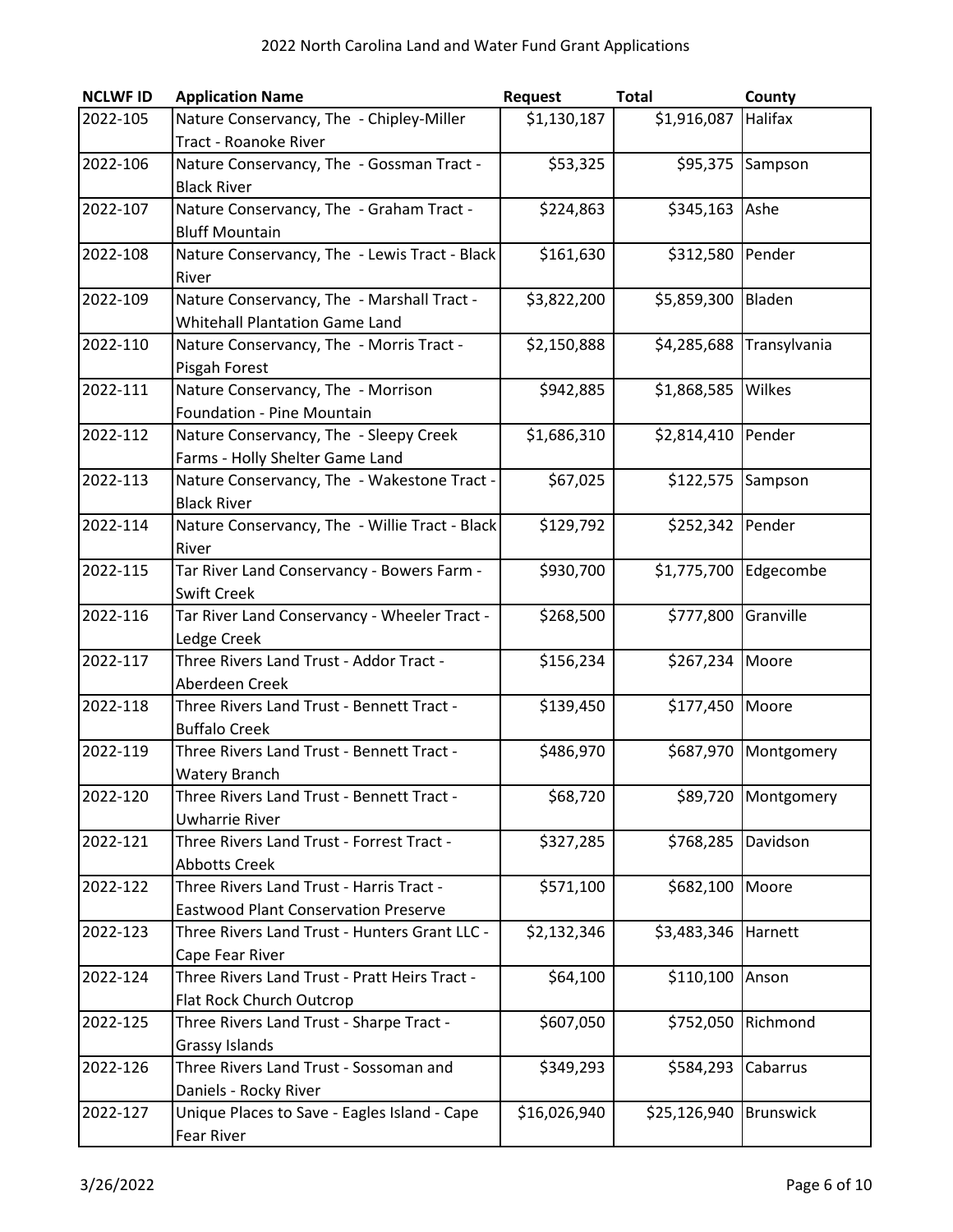| NCLWF ID | Application Name | Request | Total | County |
|---|---|---|---|---|
| 2022-105 | Nature Conservancy, The - Chipley-Miller Tract - Roanoke River | $1,130,187 | $1,916,087 | Halifax |
| 2022-106 | Nature Conservancy, The - Gossman Tract - Black River | $53,325 | $95,375 | Sampson |
| 2022-107 | Nature Conservancy, The - Graham Tract - Bluff Mountain | $224,863 | $345,163 | Ashe |
| 2022-108 | Nature Conservancy, The - Lewis Tract - Black River | $161,630 | $312,580 | Pender |
| 2022-109 | Nature Conservancy, The - Marshall Tract - Whitehall Plantation Game Land | $3,822,200 | $5,859,300 | Bladen |
| 2022-110 | Nature Conservancy, The - Morris Tract - Pisgah Forest | $2,150,888 | $4,285,688 | Transylvania |
| 2022-111 | Nature Conservancy, The - Morrison Foundation - Pine Mountain | $942,885 | $1,868,585 | Wilkes |
| 2022-112 | Nature Conservancy, The - Sleepy Creek Farms - Holly Shelter Game Land | $1,686,310 | $2,814,410 | Pender |
| 2022-113 | Nature Conservancy, The - Wakestone Tract - Black River | $67,025 | $122,575 | Sampson |
| 2022-114 | Nature Conservancy, The - Willie Tract - Black River | $129,792 | $252,342 | Pender |
| 2022-115 | Tar River Land Conservancy - Bowers Farm - Swift Creek | $930,700 | $1,775,700 | Edgecombe |
| 2022-116 | Tar River Land Conservancy - Wheeler Tract - Ledge Creek | $268,500 | $777,800 | Granville |
| 2022-117 | Three Rivers Land Trust - Addor Tract - Aberdeen Creek | $156,234 | $267,234 | Moore |
| 2022-118 | Three Rivers Land Trust - Bennett Tract - Buffalo Creek | $139,450 | $177,450 | Moore |
| 2022-119 | Three Rivers Land Trust - Bennett Tract - Watery Branch | $486,970 | $687,970 | Montgomery |
| 2022-120 | Three Rivers Land Trust - Bennett Tract - Uwharrie River | $68,720 | $89,720 | Montgomery |
| 2022-121 | Three Rivers Land Trust - Forrest Tract - Abbotts Creek | $327,285 | $768,285 | Davidson |
| 2022-122 | Three Rivers Land Trust - Harris Tract - Eastwood Plant Conservation Preserve | $571,100 | $682,100 | Moore |
| 2022-123 | Three Rivers Land Trust - Hunters Grant LLC - Cape Fear River | $2,132,346 | $3,483,346 | Harnett |
| 2022-124 | Three Rivers Land Trust - Pratt Heirs Tract - Flat Rock Church Outcrop | $64,100 | $110,100 | Anson |
| 2022-125 | Three Rivers Land Trust - Sharpe Tract - Grassy Islands | $607,050 | $752,050 | Richmond |
| 2022-126 | Three Rivers Land Trust - Sossoman and Daniels - Rocky River | $349,293 | $584,293 | Cabarrus |
| 2022-127 | Unique Places to Save - Eagles Island - Cape Fear River | $16,026,940 | $25,126,940 | Brunswick |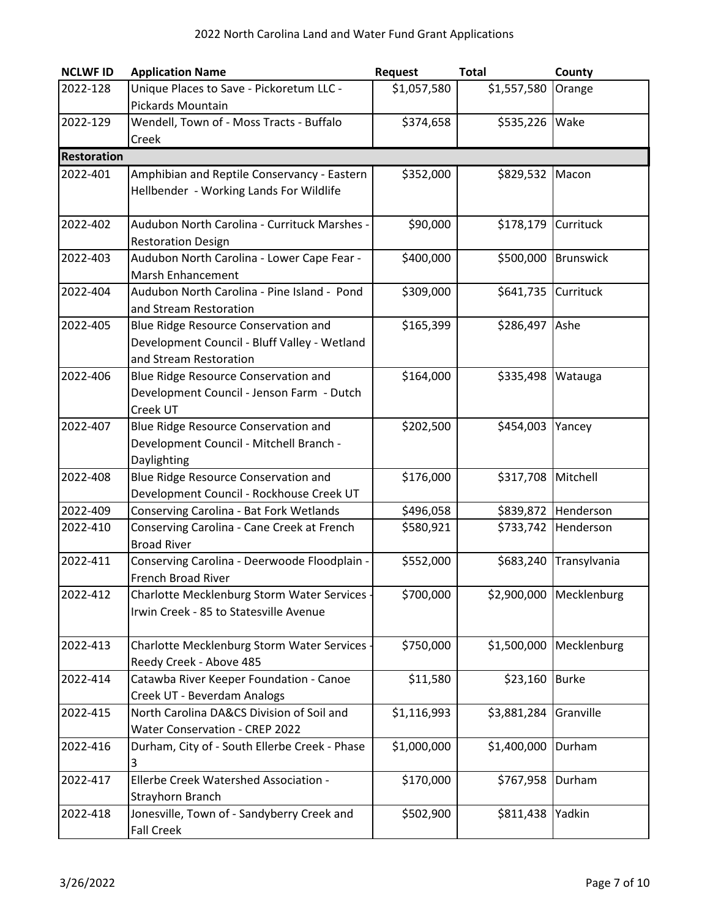| NCLWF ID | Application Name | Request | Total | County |
|---|---|---|---|---|
| 2022-128 | Unique Places to Save - Pickoretum LLC - Pickards Mountain | $1,057,580 | $1,557,580 | Orange |
| 2022-129 | Wendell, Town of - Moss Tracts - Buffalo Creek | $374,658 | $535,226 | Wake |
| **Restoration** | | | | |
| 2022-401 | Amphibian and Reptile Conservancy - Eastern Hellbender - Working Lands For Wildlife | $352,000 | $829,532 | Macon |
| 2022-402 | Audubon North Carolina - Currituck Marshes - Restoration Design | $90,000 | $178,179 | Currituck |
| 2022-403 | Audubon North Carolina - Lower Cape Fear - Marsh Enhancement | $400,000 | $500,000 | Brunswick |
| 2022-404 | Audubon North Carolina - Pine Island - Pond and Stream Restoration | $309,000 | $641,735 | Currituck |
| 2022-405 | Blue Ridge Resource Conservation and Development Council - Bluff Valley - Wetland and Stream Restoration | $165,399 | $286,497 | Ashe |
| 2022-406 | Blue Ridge Resource Conservation and Development Council - Jenson Farm - Dutch Creek UT | $164,000 | $335,498 | Watauga |
| 2022-407 | Blue Ridge Resource Conservation and Development Council - Mitchell Branch - Daylighting | $202,500 | $454,003 | Yancey |
| 2022-408 | Blue Ridge Resource Conservation and Development Council - Rockhouse Creek UT | $176,000 | $317,708 | Mitchell |
| 2022-409 | Conserving Carolina - Bat Fork Wetlands | $496,058 | $839,872 | Henderson |
| 2022-410 | Conserving Carolina - Cane Creek at French Broad River | $580,921 | $733,742 | Henderson |
| 2022-411 | Conserving Carolina - Deerwoode Floodplain - French Broad River | $552,000 | $683,240 | Transylvania |
| 2022-412 | Charlotte Mecklenburg Storm Water Services - Irwin Creek - 85 to Statesville Avenue | $700,000 | $2,900,000 | Mecklenburg |
| 2022-413 | Charlotte Mecklenburg Storm Water Services - Reedy Creek - Above 485 | $750,000 | $1,500,000 | Mecklenburg |
| 2022-414 | Catawba River Keeper Foundation - Canoe Creek UT - Beverdam Analogs | $11,580 | $23,160 | Burke |
| 2022-415 | North Carolina DA&CS Division of Soil and Water Conservation - CREP 2022 | $1,116,993 | $3,881,284 | Granville |
| 2022-416 | Durham, City of - South Ellerbe Creek - Phase 3 | $1,000,000 | $1,400,000 | Durham |
| 2022-417 | Ellerbe Creek Watershed Association - Strayhorn Branch | $170,000 | $767,958 | Durham |
| 2022-418 | Jonesville, Town of - Sandyberry Creek and Fall Creek | $502,900 | $811,438 | Yadkin |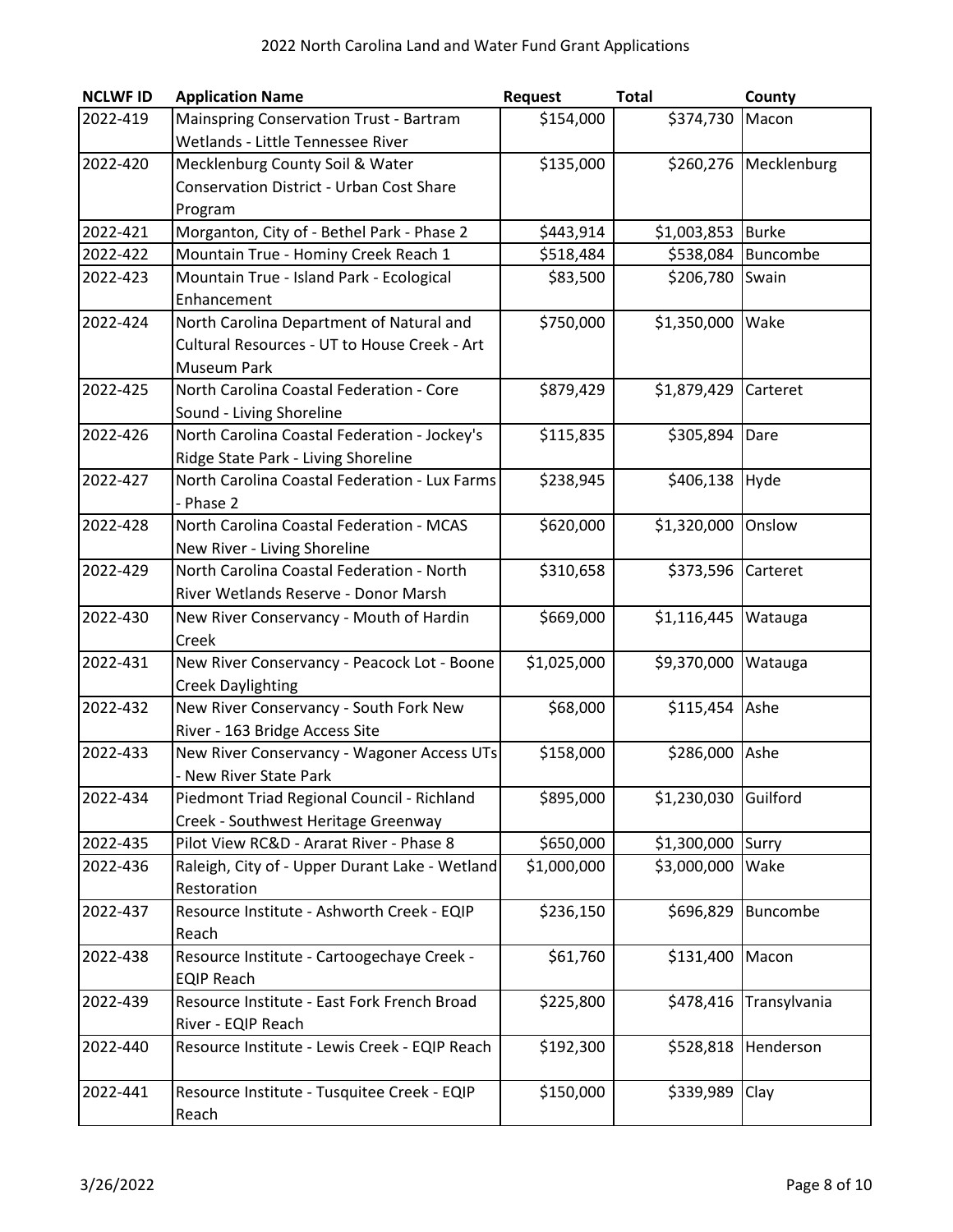| NCLWF ID | Application Name | Request | Total | County |
|---|---|---|---|---|
| 2022-419 | Mainspring Conservation Trust - Bartram Wetlands - Little Tennessee River | $154,000 | $374,730 | Macon |
| 2022-420 | Mecklenburg County Soil & Water Conservation District - Urban Cost Share Program | $135,000 | $260,276 | Mecklenburg |
| 2022-421 | Morganton, City of - Bethel Park - Phase 2 | $443,914 | $1,003,853 | Burke |
| 2022-422 | Mountain True - Hominy Creek Reach 1 | $518,484 | $538,084 | Buncombe |
| 2022-423 | Mountain True - Island Park - Ecological Enhancement | $83,500 | $206,780 | Swain |
| 2022-424 | North Carolina Department of Natural and Cultural Resources - UT to House Creek - Art Museum Park | $750,000 | $1,350,000 | Wake |
| 2022-425 | North Carolina Coastal Federation - Core Sound - Living Shoreline | $879,429 | $1,879,429 | Carteret |
| 2022-426 | North Carolina Coastal Federation - Jockey's Ridge State Park - Living Shoreline | $115,835 | $305,894 | Dare |
| 2022-427 | North Carolina Coastal Federation - Lux Farms - Phase 2 | $238,945 | $406,138 | Hyde |
| 2022-428 | North Carolina Coastal Federation - MCAS New River - Living Shoreline | $620,000 | $1,320,000 | Onslow |
| 2022-429 | North Carolina Coastal Federation - North River Wetlands Reserve - Donor Marsh | $310,658 | $373,596 | Carteret |
| 2022-430 | New River Conservancy - Mouth of Hardin Creek | $669,000 | $1,116,445 | Watauga |
| 2022-431 | New River Conservancy - Peacock Lot - Boone Creek Daylighting | $1,025,000 | $9,370,000 | Watauga |
| 2022-432 | New River Conservancy - South Fork New River - 163 Bridge Access Site | $68,000 | $115,454 | Ashe |
| 2022-433 | New River Conservancy - Wagoner Access UTs - New River State Park | $158,000 | $286,000 | Ashe |
| 2022-434 | Piedmont Triad Regional Council - Richland Creek - Southwest Heritage Greenway | $895,000 | $1,230,030 | Guilford |
| 2022-435 | Pilot View RC&D - Ararat River - Phase 8 | $650,000 | $1,300,000 | Surry |
| 2022-436 | Raleigh, City of - Upper Durant Lake - Wetland Restoration | $1,000,000 | $3,000,000 | Wake |
| 2022-437 | Resource Institute - Ashworth Creek - EQIP Reach | $236,150 | $696,829 | Buncombe |
| 2022-438 | Resource Institute - Cartoogechaye Creek - EQIP Reach | $61,760 | $131,400 | Macon |
| 2022-439 | Resource Institute - East Fork French Broad River - EQIP Reach | $225,800 | $478,416 | Transylvania |
| 2022-440 | Resource Institute - Lewis Creek - EQIP Reach | $192,300 | $528,818 | Henderson |
| 2022-441 | Resource Institute - Tusquitee Creek - EQIP Reach | $150,000 | $339,989 | Clay |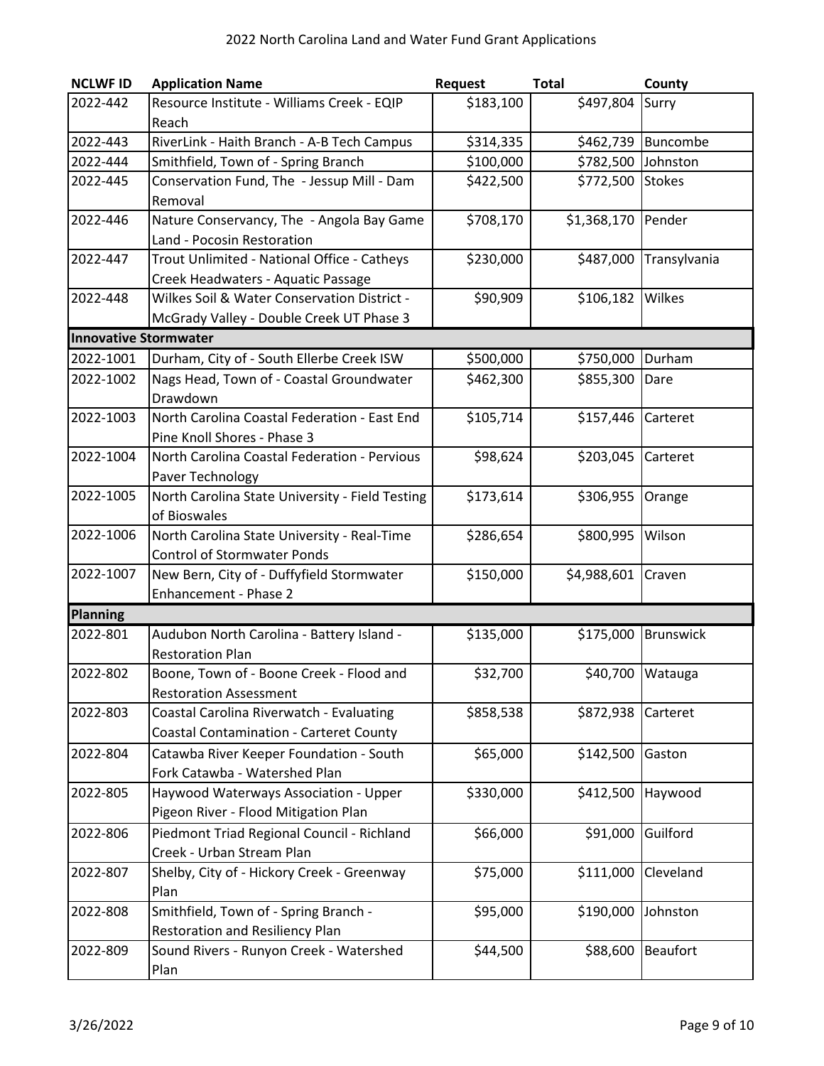| NCLWF ID | Application Name | Request | Total | County |
|---|---|---|---|---|
| 2022-442 | Resource Institute - Williams Creek - EQIP Reach | $183,100 | $497,804 | Surry |
| 2022-443 | RiverLink - Haith Branch - A-B Tech Campus | $314,335 | $462,739 | Buncombe |
| 2022-444 | Smithfield, Town of - Spring Branch | $100,000 | $782,500 | Johnston |
| 2022-445 | Conservation Fund, The - Jessup Mill - Dam Removal | $422,500 | $772,500 | Stokes |
| 2022-446 | Nature Conservancy, The - Angola Bay Game Land - Pocosin Restoration | $708,170 | $1,368,170 | Pender |
| 2022-447 | Trout Unlimited - National Office - Catheys Creek Headwaters - Aquatic Passage | $230,000 | $487,000 | Transylvania |
| 2022-448 | Wilkes Soil & Water Conservation District - McGrady Valley - Double Creek UT Phase 3 | $90,909 | $106,182 | Wilkes |
| **Innovative Stormwater** | | | | |
| 2022-1001 | Durham, City of - South Ellerbe Creek ISW | $500,000 | $750,000 | Durham |
| 2022-1002 | Nags Head, Town of - Coastal Groundwater Drawdown | $462,300 | $855,300 | Dare |
| 2022-1003 | North Carolina Coastal Federation - East End Pine Knoll Shores - Phase 3 | $105,714 | $157,446 | Carteret |
| 2022-1004 | North Carolina Coastal Federation - Pervious Paver Technology | $98,624 | $203,045 | Carteret |
| 2022-1005 | North Carolina State University - Field Testing of Bioswales | $173,614 | $306,955 | Orange |
| 2022-1006 | North Carolina State University - Real-Time Control of Stormwater Ponds | $286,654 | $800,995 | Wilson |
| 2022-1007 | New Bern, City of - Duffyfield Stormwater Enhancement - Phase 2 | $150,000 | $4,988,601 | Craven |
| **Planning** | | | | |
| 2022-801 | Audubon North Carolina - Battery Island - Restoration Plan | $135,000 | $175,000 | Brunswick |
| 2022-802 | Boone, Town of - Boone Creek - Flood and Restoration Assessment | $32,700 | $40,700 | Watauga |
| 2022-803 | Coastal Carolina Riverwatch - Evaluating Coastal Contamination - Carteret County | $858,538 | $872,938 | Carteret |
| 2022-804 | Catawba River Keeper Foundation - South Fork Catawba - Watershed Plan | $65,000 | $142,500 | Gaston |
| 2022-805 | Haywood Waterways Association - Upper Pigeon River - Flood Mitigation Plan | $330,000 | $412,500 | Haywood |
| 2022-806 | Piedmont Triad Regional Council - Richland Creek - Urban Stream Plan | $66,000 | $91,000 | Guilford |
| 2022-807 | Shelby, City of - Hickory Creek - Greenway Plan | $75,000 | $111,000 | Cleveland |
| 2022-808 | Smithfield, Town of - Spring Branch - Restoration and Resiliency Plan | $95,000 | $190,000 | Johnston |
| 2022-809 | Sound Rivers - Runyon Creek - Watershed Plan | $44,500 | $88,600 | Beaufort |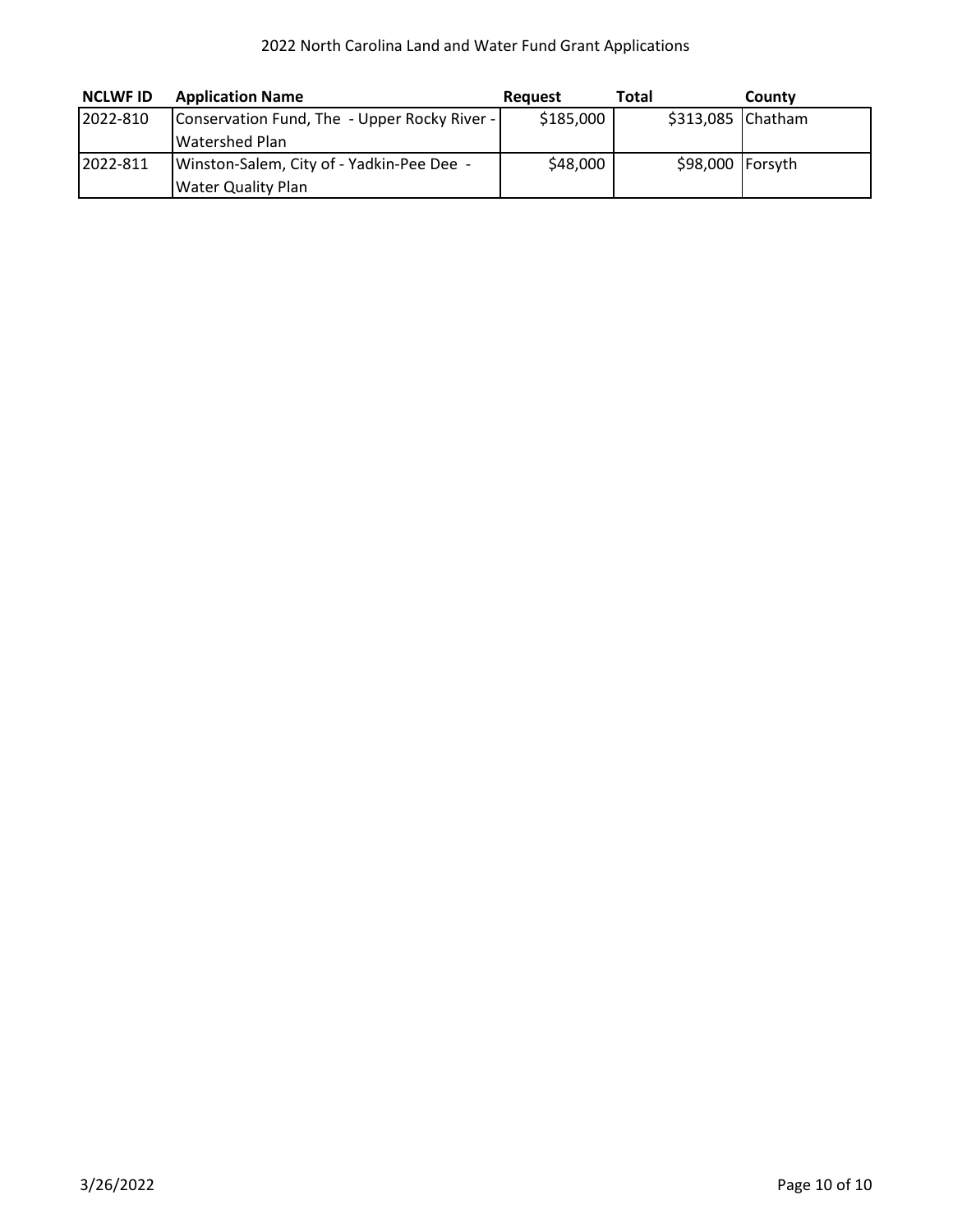| NCLWF ID | Application Name | Request | Total | County |
|---|---|---|---|---|
| 2022-810 | Conservation Fund, The - Upper Rocky River - Watershed Plan | $185,000 | $313,085 | Chatham |
| 2022-811 | Winston-Salem, City of - Yadkin-Pee Dee - Water Quality Plan | $48,000 | $98,000 | Forsyth |